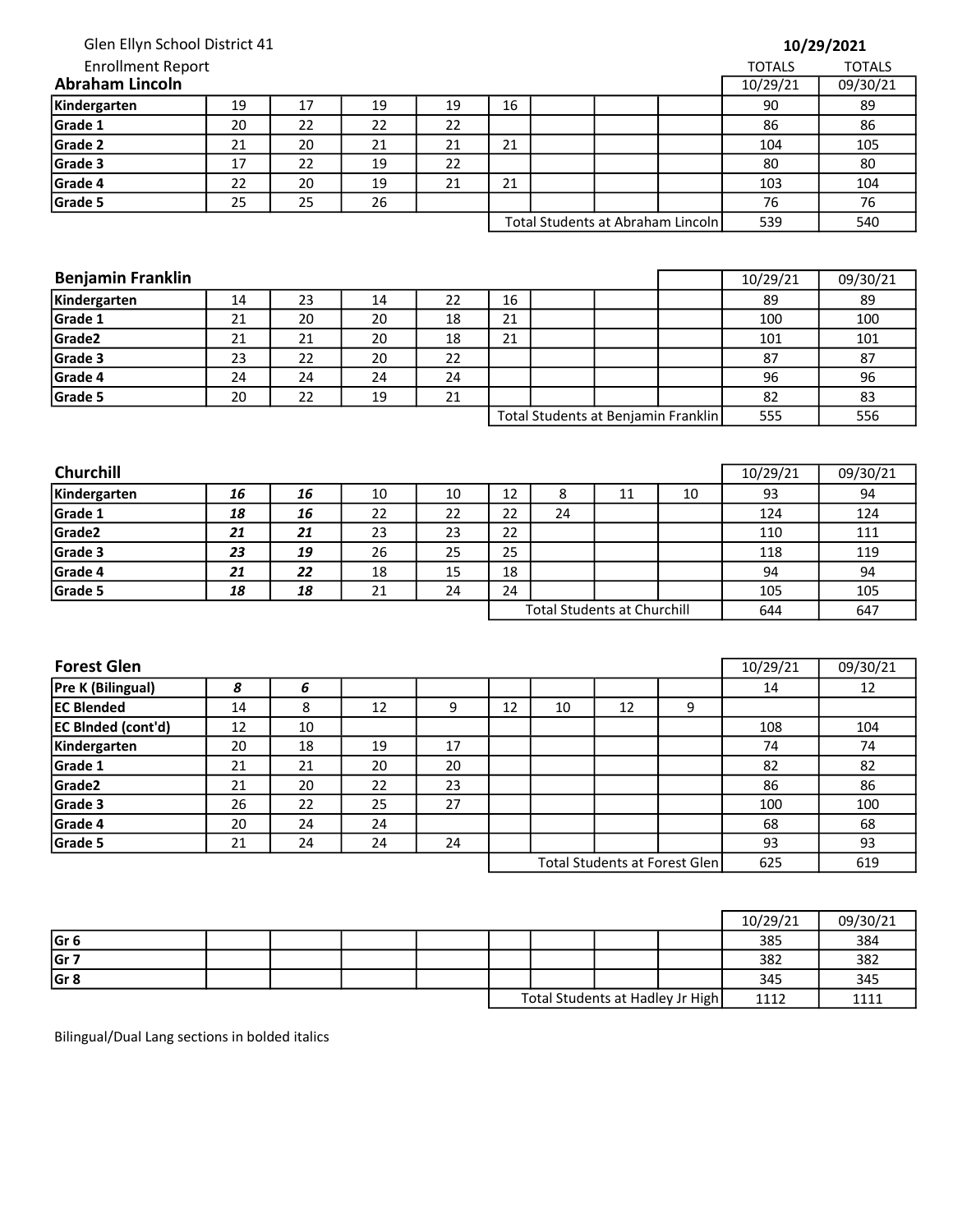Glen Ellyn School District 41

Enrollment Report

**10/29/2021**

## Abraham Lincoln

| | | | | | | | | | TOTALS 10/29/21 | TOTALS 09/30/21 |
|---|---|---|---|---|---|---|---|---|---|---|
| **Kindergarten** | 19 | 17 | 19 | 19 | 16 | | | | 90 | 89 |
| **Grade 1** | 20 | 22 | 22 | 22 | | | | | 86 | 86 |
| **Grade 2** | 21 | 20 | 21 | 21 | 21 | | | | 104 | 105 |
| **Grade 3** | 17 | 22 | 19 | 22 | | | | | 80 | 80 |
| **Grade 4** | 22 | 20 | 19 | 21 | 21 | | | | 103 | 104 |
| **Grade 5** | 25 | 25 | 26 | | | | | | 76 | 76 |
| | | | | | Total Students at Abraham Lincoln | | | | 539 | 540 |

## Benjamin Franklin

| | | | | | | | | | 10/29/21 | 09/30/21 |
|---|---|---|---|---|---|---|---|---|---|---|
| **Kindergarten** | 14 | 23 | 14 | 22 | 16 | | | | 89 | 89 |
| **Grade 1** | 21 | 20 | 20 | 18 | 21 | | | | 100 | 100 |
| **Grade2** | 21 | 21 | 20 | 18 | 21 | | | | 101 | 101 |
| **Grade 3** | 23 | 22 | 20 | 22 | | | | | 87 | 87 |
| **Grade 4** | 24 | 24 | 24 | 24 | | | | | 96 | 96 |
| **Grade 5** | 20 | 22 | 19 | 21 | | | | | 82 | 83 |
| | | | | | Total Students at Benjamin Franklin | | | | 555 | 556 |

## Churchill

| | | | | | | | | | 10/29/21 | 09/30/21 |
|---|---|---|---|---|---|---|---|---|---|---|
| **Kindergarten** | ***16*** | ***16*** | 10 | 10 | 12 | 8 | 11 | 10 | 93 | 94 |
| **Grade 1** | ***18*** | ***16*** | 22 | 22 | 22 | 24 | | | 124 | 124 |
| **Grade2** | ***21*** | ***21*** | 23 | 23 | 22 | | | | 110 | 111 |
| **Grade 3** | ***23*** | ***19*** | 26 | 25 | 25 | | | | 118 | 119 |
| **Grade 4** | ***21*** | ***22*** | 18 | 15 | 18 | | | | 94 | 94 |
| **Grade 5** | ***18*** | ***18*** | 21 | 24 | 24 | | | | 105 | 105 |
| | | | | | Total Students at Churchill | | | | 644 | 647 |

## Forest Glen

| | | | | | | | | | 10/29/21 | 09/30/21 |
|---|---|---|---|---|---|---|---|---|---|---|
| **Pre K (Bilingual)** | ***8*** | ***6*** | | | | | | | 14 | 12 |
| **EC Blended** | 14 | 8 | 12 | 9 | 12 | 10 | 12 | 9 | | |
| **EC Blnded (cont'd)** | 12 | 10 | | | | | | | 108 | 104 |
| **Kindergarten** | 20 | 18 | 19 | 17 | | | | | 74 | 74 |
| **Grade 1** | 21 | 21 | 20 | 20 | | | | | 82 | 82 |
| **Grade2** | 21 | 20 | 22 | 23 | | | | | 86 | 86 |
| **Grade 3** | 26 | 22 | 25 | 27 | | | | | 100 | 100 |
| **Grade 4** | 20 | 24 | 24 | | | | | | 68 | 68 |
| **Grade 5** | 21 | 24 | 24 | 24 | | | | | 93 | 93 |
| | | | | | Total Students at Forest Glen | | | | 625 | 619 |

| | | | | | | | | | 10/29/21 | 09/30/21 |
|---|---|---|---|---|---|---|---|---|---|---|
| **Gr 6** | | | | | | | | | 385 | 384 |
| **Gr 7** | | | | | | | | | 382 | 382 |
| **Gr 8** | | | | | | | | | 345 | 345 |
| | | | | | Total Students at Hadley Jr High | | | | 1112 | 1111 |

Bilingual/Dual Lang sections in bolded italics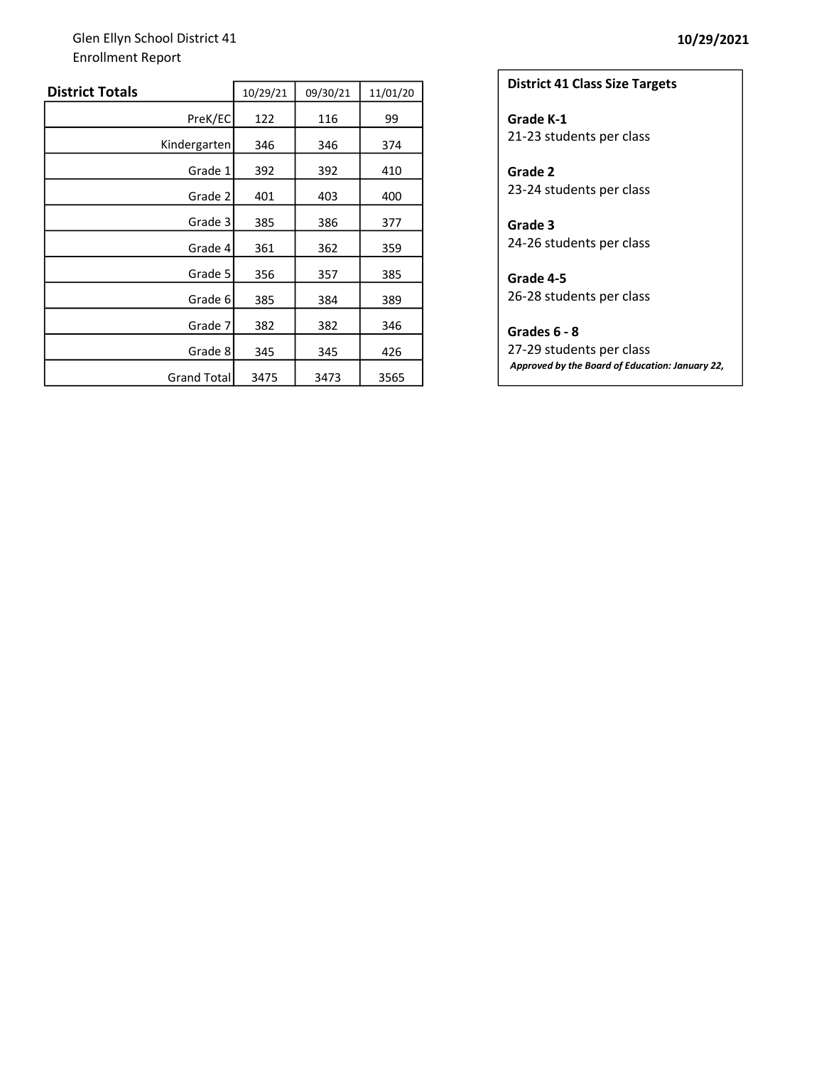Glen Ellyn School District 41
Enrollment Report

**10/29/2021**

| District Totals | 10/29/21 | 09/30/21 | 11/01/20 |
|---|---|---|---|
| PreK/EC | 122 | 116 | 99 |
| Kindergarten | 346 | 346 | 374 |
| Grade 1 | 392 | 392 | 410 |
| Grade 2 | 401 | 403 | 400 |
| Grade 3 | 385 | 386 | 377 |
| Grade 4 | 361 | 362 | 359 |
| Grade 5 | 356 | 357 | 385 |
| Grade 6 | 385 | 384 | 389 |
| Grade 7 | 382 | 382 | 346 |
| Grade 8 | 345 | 345 | 426 |
| Grand Total | 3475 | 3473 | 3565 |

**District 41 Class Size Targets**

**Grade K-1**
21-23 students per class

**Grade 2**
23-24 students per class

**Grade 3**
24-26 students per class

**Grade 4-5**
26-28 students per class

**Grades 6 - 8**
27-29 students per class

***Approved by the Board of Education: January 22,***